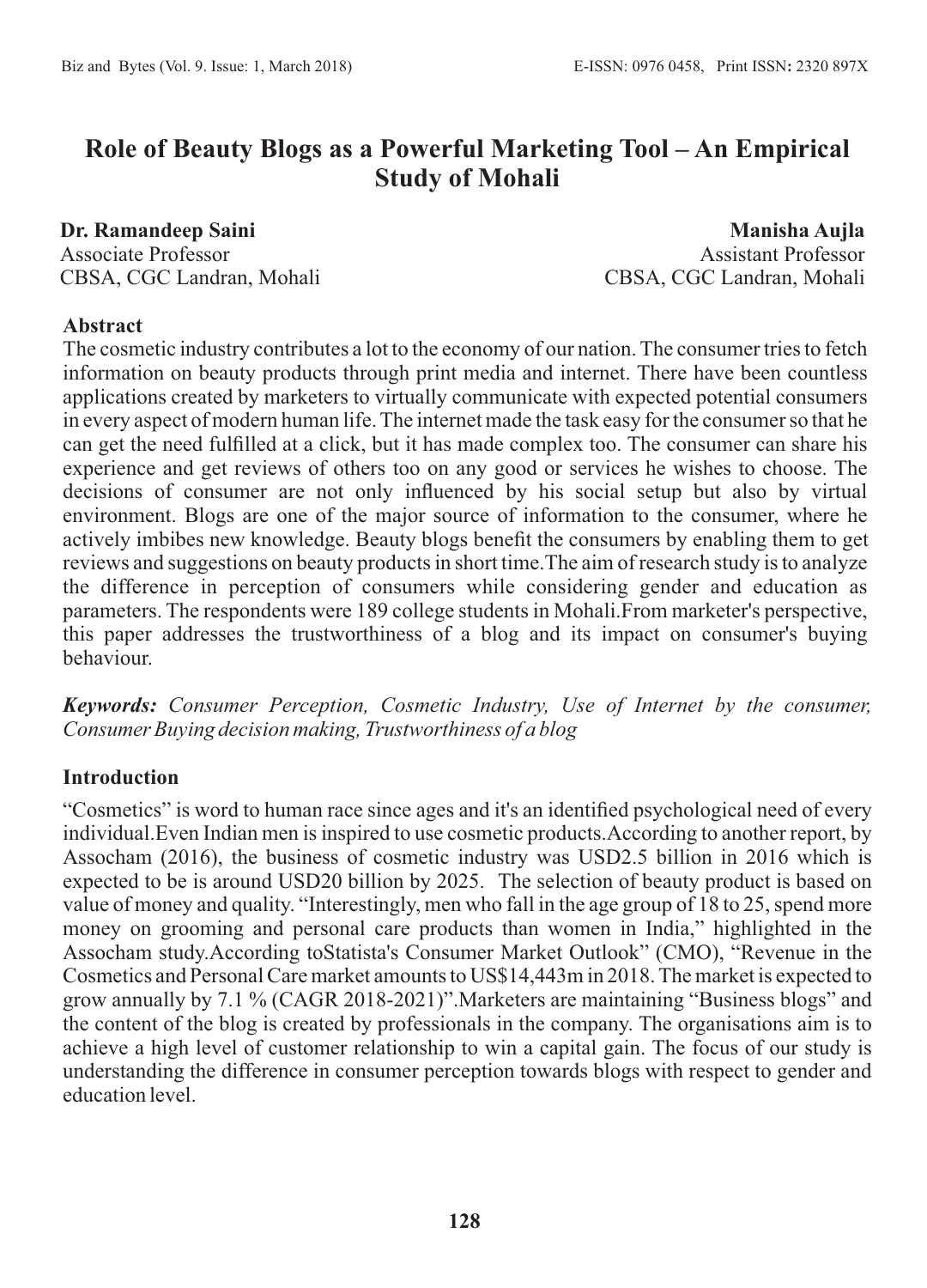# Role of Beauty Blogs as a Powerful Marketing Tool – An Empirical Study of Mohali

**Dr. Ramandeep Saini**
Associate Professor
CBSA, CGC Landran, Mohali

**Manisha Aujla**
Assistant Professor
CBSA, CGC Landran, Mohali

## Abstract

The cosmetic industry contributes a lot to the economy of our nation. The consumer tries to fetch information on beauty products through print media and internet. There have been countless applications created by marketers to virtually communicate with expected potential consumers in every aspect of modern human life. The internet made the task easy for the consumer so that he can get the need fulfilled at a click, but it has made complex too. The consumer can share his experience and get reviews of others too on any good or services he wishes to choose. The decisions of consumer are not only influenced by his social setup but also by virtual environment. Blogs are one of the major source of information to the consumer, where he actively imbibes new knowledge. Beauty blogs benefit the consumers by enabling them to get reviews and suggestions on beauty products in short time.The aim of research study is to analyze the difference in perception of consumers while considering gender and education as parameters. The respondents were 189 college students in Mohali.From marketer's perspective, this paper addresses the trustworthiness of a blog and its impact on consumer's buying behaviour.

***Keywords:*** *Consumer Perception, Cosmetic Industry, Use of Internet by the consumer, Consumer Buying decision making, Trustworthiness of a blog*

## Introduction

"Cosmetics" is word to human race since ages and it's an identified psychological need of every individual.Even Indian men is inspired to use cosmetic products.According to another report, by Assocham (2016), the business of cosmetic industry was USD2.5 billion in 2016 which is expected to be is around USD20 billion by 2025. The selection of beauty product is based on value of money and quality. "Interestingly, men who fall in the age group of 18 to 25, spend more money on grooming and personal care products than women in India," highlighted in the Assocham study.According toStatista's Consumer Market Outlook" (CMO), "Revenue in the Cosmetics and Personal Care market amounts to US$14,443m in 2018. The market is expected to grow annually by 7.1 % (CAGR 2018-2021)".Marketers are maintaining "Business blogs" and the content of the blog is created by professionals in the company. The organisations aim is to achieve a high level of customer relationship to win a capital gain. The focus of our study is understanding the difference in consumer perception towards blogs with respect to gender and education level.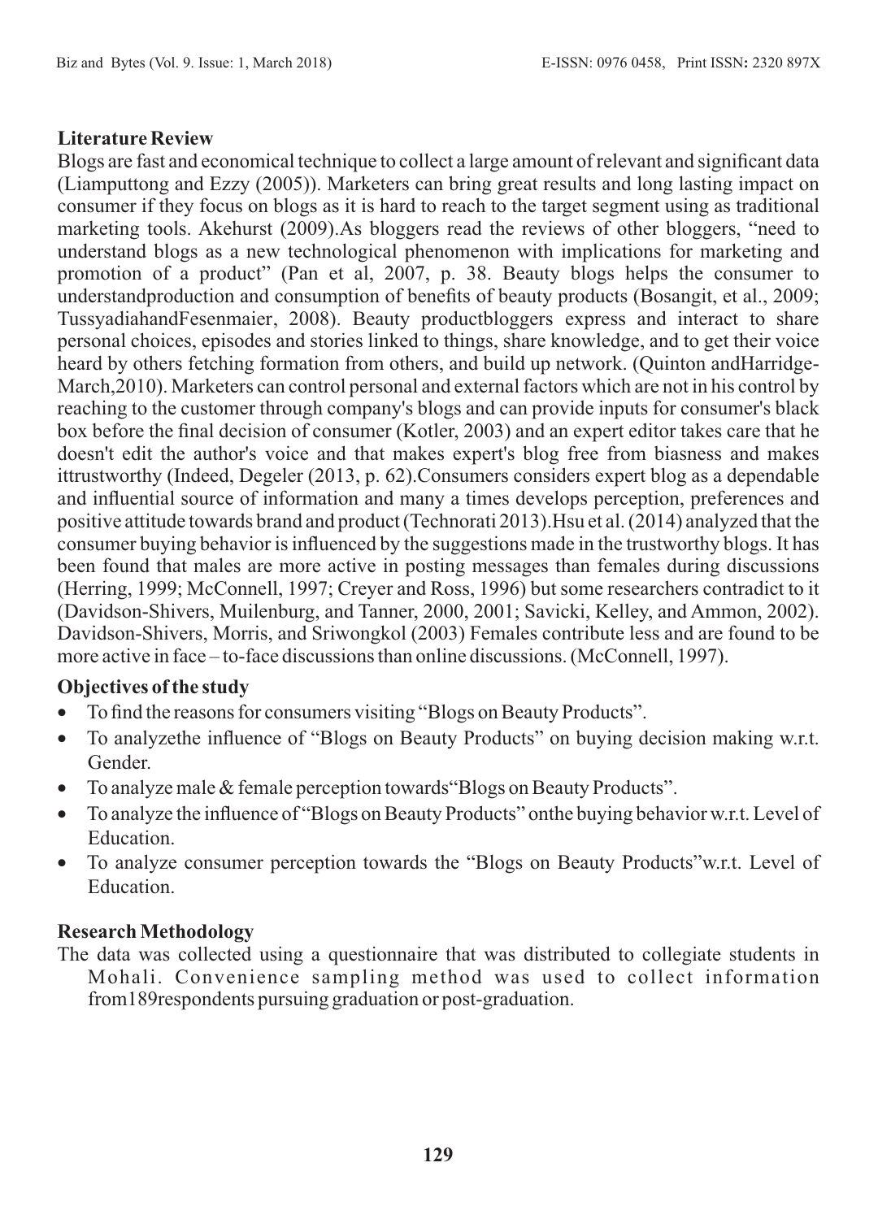### Literature Review

Blogs are fast and economical technique to collect a large amount of relevant and significant data (Liamputtong and Ezzy (2005)). Marketers can bring great results and long lasting impact on consumer if they focus on blogs as it is hard to reach to the target segment using as traditional marketing tools. Akehurst (2009).As bloggers read the reviews of other bloggers, "need to understand blogs as a new technological phenomenon with implications for marketing and promotion of a product" (Pan et al, 2007, p. 38. Beauty blogs helps the consumer to understandproduction and consumption of benefits of beauty products (Bosangit, et al., 2009; TussyadiahandFesenmaier, 2008). Beauty productbloggers express and interact to share personal choices, episodes and stories linked to things, share knowledge, and to get their voice heard by others fetching formation from others, and build up network. (Quinton andHarridge-March,2010). Marketers can control personal and external factors which are not in his control by reaching to the customer through company's blogs and can provide inputs for consumer's black box before the final decision of consumer (Kotler, 2003) and an expert editor takes care that he doesn't edit the author's voice and that makes expert's blog free from biasness and makes ittrustworthy (Indeed, Degeler (2013, p. 62).Consumers considers expert blog as a dependable and influential source of information and many a times develops perception, preferences and positive attitude towards brand and product (Technorati 2013).Hsu et al. (2014) analyzed that the consumer buying behavior is influenced by the suggestions made in the trustworthy blogs. It has been found that males are more active in posting messages than females during discussions (Herring, 1999; McConnell, 1997; Creyer and Ross, 1996) but some researchers contradict to it (Davidson-Shivers, Muilenburg, and Tanner, 2000, 2001; Savicki, Kelley, and Ammon, 2002). Davidson-Shivers, Morris, and Sriwongkol (2003) Females contribute less and are found to be more active in face – to-face discussions than online discussions. (McConnell, 1997).

### Objectives of the study

- To find the reasons for consumers visiting "Blogs on Beauty Products".
- To analyzethe influence of "Blogs on Beauty Products" on buying decision making w.r.t. Gender.
- To analyze male & female perception towards"Blogs on Beauty Products".
- To analyze the influence of "Blogs on Beauty Products" onthe buying behavior w.r.t. Level of Education.
- To analyze consumer perception towards the "Blogs on Beauty Products"w.r.t. Level of Education.

### Research Methodology

The data was collected using a questionnaire that was distributed to collegiate students in Mohali. Convenience sampling method was used to collect information from189respondents pursuing graduation or post-graduation.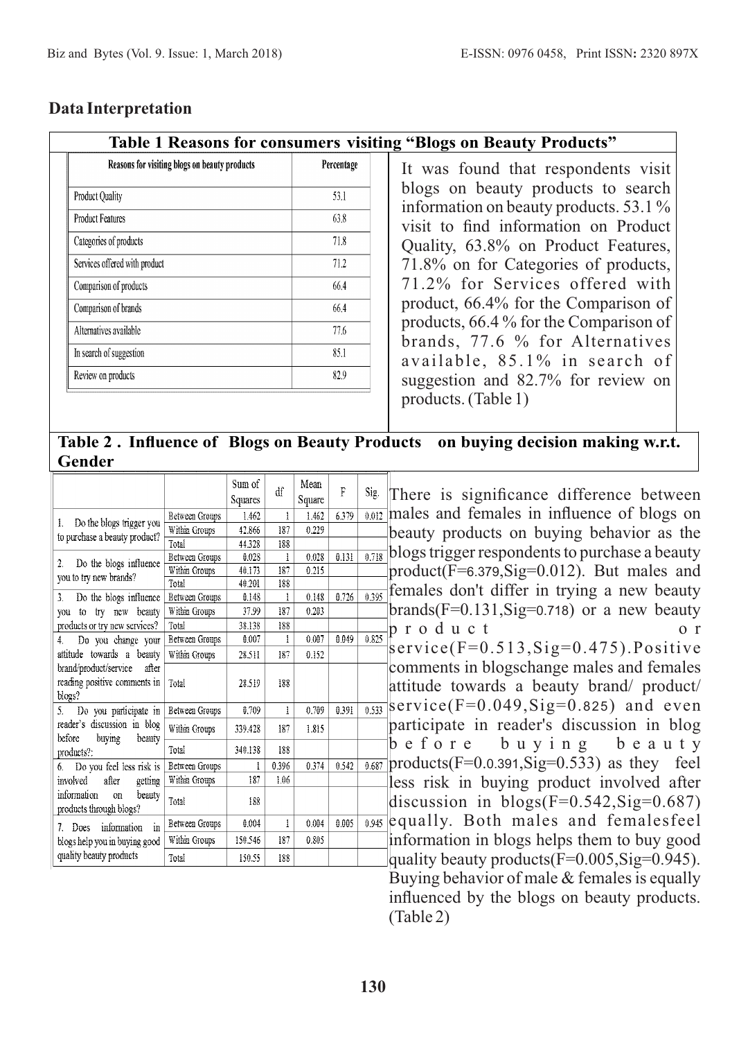## Data Interpretation

**Table 1 Reasons for consumers visiting "Blogs on Beauty Products"**

| Reasons for visiting blogs on beauty products | Percentage |
|---|---|
| Product Quality | 53.1 |
| Product Features | 63.8 |
| Categories of products | 71.8 |
| Services offered with product | 71.2 |
| Comparison of products | 66.4 |
| Comparison of brands | 66.4 |
| Alternatives available | 77.6 |
| In search of suggestion | 85.1 |
| Review on products | 82.9 |

It was found that respondents visit blogs on beauty products to search information on beauty products. 53.1 % visit to find information on Product Quality, 63.8% on Product Features, 71.8% on for Categories of products, 71.2% for Services offered with product, 66.4% for the Comparison of products, 66.4 % for the Comparison of brands, 77.6 % for Alternatives available, 85.1% in search of suggestion and 82.7% for review on products. (Table 1)

**Table 2 . Influence of Blogs on Beauty Products on buying decision making w.r.t. Gender**

| | | Sum of Squares | df | Mean Square | F | Sig. |
|---|---|---|---|---|---|---|
| 1. Do the blogs trigger you to purchase a beauty product? | Between Groups | 1.462 | 1 | 1.462 | 6.379 | 0.012 |
| | Within Groups | 42.866 | 187 | 0.229 | | |
| | Total | 44.328 | 188 | | | |
| 2. Do the blogs influence you to try new brands? | Between Groups | 0.028 | 1 | 0.028 | 0.131 | 0.718 |
| | Within Groups | 40.173 | 187 | 0.215 | | |
| | Total | 40.201 | 188 | | | |
| 3. Do the blogs influence you to try new beauty products or try new services? | Between Groups | 0.148 | 1 | 0.148 | 0.726 | 0.395 |
| | Within Groups | 37.99 | 187 | 0.203 | | |
| | Total | 38.138 | 188 | | | |
| 4. Do you change your attitude towards a beauty brand/product/service after reading positive comments in blogs? | Between Groups | 0.007 | 1 | 0.007 | 0.049 | 0.825 |
| | Within Groups | 28.511 | 187 | 0.152 | | |
| | Total | 28.519 | 188 | | | |
| 5. Do you participate in reader's discussion in blog before buying beauty products?: | Between Groups | 0.709 | 1 | 0.709 | 0.391 | 0.533 |
| | Within Groups | 339.428 | 187 | 1.815 | | |
| | Total | 340.138 | 188 | | | |
| 6. Do you feel less risk is involved after getting information on beauty products through blogs? | Between Groups | 1 | 0.396 | 0.374 | 0.542 | 0.687 |
| | Within Groups | 187 | 1.06 | | | |
| | Total | 188 | | | | |
| 7. Does information in blogs help you in buying good quality beauty products | Between Groups | 0.004 | 1 | 0.004 | 0.005 | 0.945 |
| | Within Groups | 150.546 | 187 | 0.805 | | |
| | Total | 150.55 | 188 | | | |

There is significance difference between males and females in influence of blogs on beauty products on buying behavior as the blogs trigger respondents to purchase a beauty product(F=6.379,Sig=0.012). But males and females don't differ in trying a new beauty brands(F=0.131,Sig=0.718) or a new beauty product or service(F=0.513,Sig=0.475).Positive comments in blogschange males and females attitude towards a beauty brand/ product/ service(F=0.049,Sig=0.825) and even participate in reader's discussion in blog before buying beauty products(F=0.0.391,Sig=0.533) as they feel less risk in buying product involved after discussion in blogs(F=0.542,Sig=0.687) equally. Both males and femalesfeel information in blogs helps them to buy good quality beauty products(F=0.005,Sig=0.945). Buying behavior of male & females is equally influenced by the blogs on beauty products. (Table 2)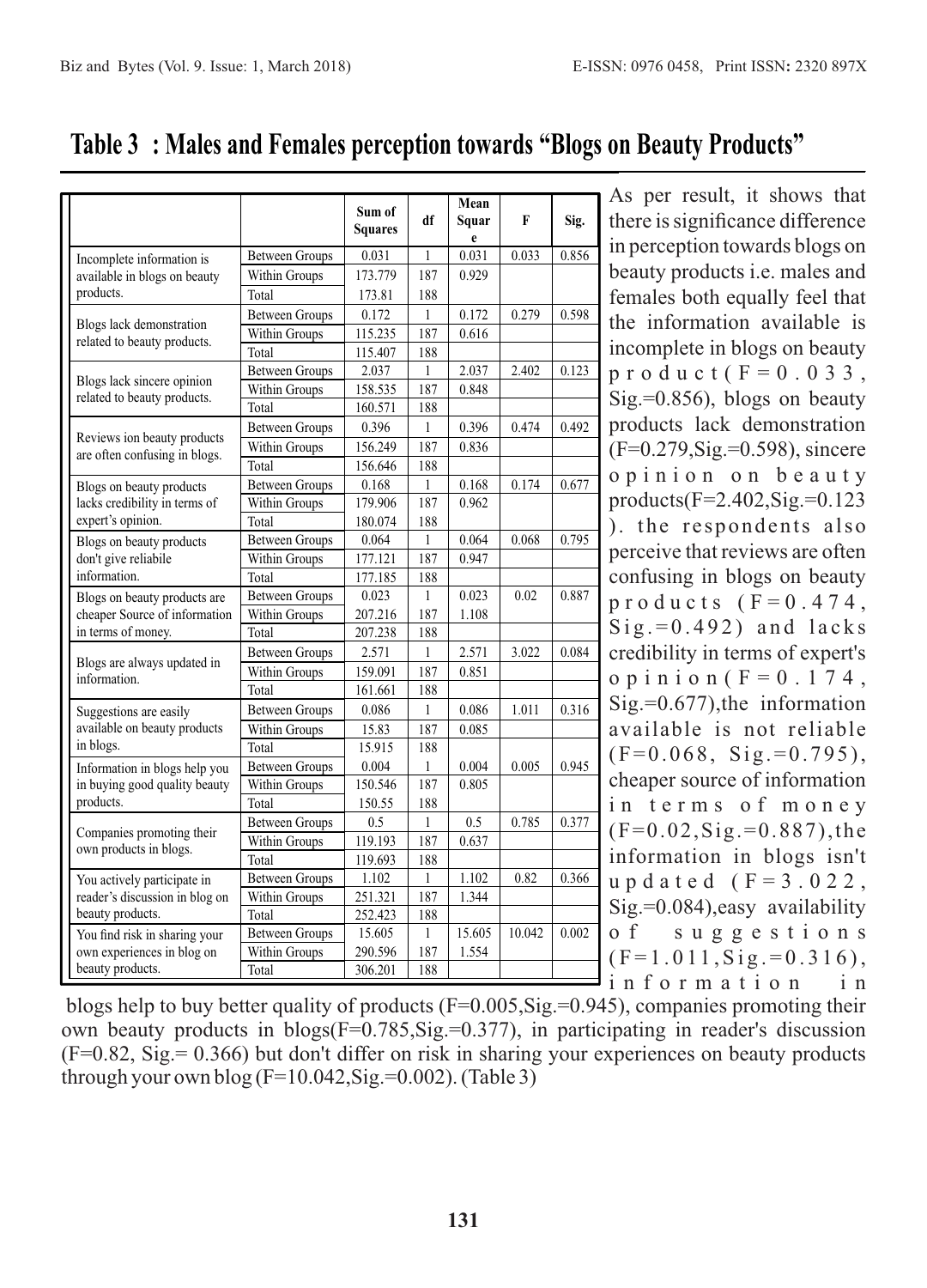## Table 3 : Males and Females perception towards "Blogs on Beauty Products"

| | | Sum of Squares | df | Mean Square | F | Sig. |
|---|---|---|---|---|---|---|
| Incomplete information is available in blogs on beauty products. | Between Groups | 0.031 | 1 | 0.031 | 0.033 | 0.856 |
| | Within Groups | 173.779 | 187 | 0.929 | | |
| | Total | 173.81 | 188 | | | |
| Blogs lack demonstration related to beauty products. | Between Groups | 0.172 | 1 | 0.172 | 0.279 | 0.598 |
| | Within Groups | 115.235 | 187 | 0.616 | | |
| | Total | 115.407 | 188 | | | |
| Blogs lack sincere opinion related to beauty products. | Between Groups | 2.037 | 1 | 2.037 | 2.402 | 0.123 |
| | Within Groups | 158.535 | 187 | 0.848 | | |
| | Total | 160.571 | 188 | | | |
| Reviews ion beauty products are often confusing in blogs. | Between Groups | 0.396 | 1 | 0.396 | 0.474 | 0.492 |
| | Within Groups | 156.249 | 187 | 0.836 | | |
| | Total | 156.646 | 188 | | | |
| Blogs on beauty products lacks credibility in terms of expert's opinion. | Between Groups | 0.168 | 1 | 0.168 | 0.174 | 0.677 |
| | Within Groups | 179.906 | 187 | 0.962 | | |
| | Total | 180.074 | 188 | | | |
| Blogs on beauty products don't give reliabile information. | Between Groups | 0.064 | 1 | 0.064 | 0.068 | 0.795 |
| | Within Groups | 177.121 | 187 | 0.947 | | |
| | Total | 177.185 | 188 | | | |
| Blogs on beauty products are cheaper Source of information in terms of money. | Between Groups | 0.023 | 1 | 0.023 | 0.02 | 0.887 |
| | Within Groups | 207.216 | 187 | 1.108 | | |
| | Total | 207.238 | 188 | | | |
| Blogs are always updated in information. | Between Groups | 2.571 | 1 | 2.571 | 3.022 | 0.084 |
| | Within Groups | 159.091 | 187 | 0.851 | | |
| | Total | 161.661 | 188 | | | |
| Suggestions are easily available on beauty products in blogs. | Between Groups | 0.086 | 1 | 0.086 | 1.011 | 0.316 |
| | Within Groups | 15.83 | 187 | 0.085 | | |
| | Total | 15.915 | 188 | | | |
| Information in blogs help you in buying good quality beauty products. | Between Groups | 0.004 | 1 | 0.004 | 0.005 | 0.945 |
| | Within Groups | 150.546 | 187 | 0.805 | | |
| | Total | 150.55 | 188 | | | |
| Companies promoting their own products in blogs. | Between Groups | 0.5 | 1 | 0.5 | 0.785 | 0.377 |
| | Within Groups | 119.193 | 187 | 0.637 | | |
| | Total | 119.693 | 188 | | | |
| You actively participate in reader's discussion in blog on beauty products. | Between Groups | 1.102 | 1 | 1.102 | 0.82 | 0.366 |
| | Within Groups | 251.321 | 187 | 1.344 | | |
| | Total | 252.423 | 188 | | | |
| You find risk in sharing your own experiences in blog on beauty products. | Between Groups | 15.605 | 1 | 15.605 | 10.042 | 0.002 |
| | Within Groups | 290.596 | 187 | 1.554 | | |
| | Total | 306.201 | 188 | | | |

As per result, it shows that there is significance difference in perception towards blogs on beauty products i.e. males and females both equally feel that the information available is incomplete in blogs on beauty product(F=0.033, Sig.=0.856), blogs on beauty products lack demonstration (F=0.279,Sig.=0.598), sincere opinion on beauty products(F=2.402,Sig.=0.123 ). the respondents also perceive that reviews are often confusing in blogs on beauty products (F=0.474, Sig.=0.492) and lacks credibility in terms of expert's opinion(F=0.174, Sig.=0.677),the information available is not reliable (F=0.068, Sig.=0.795), cheaper source of information in terms of money (F=0.02,Sig.=0.887),the information in blogs isn't updated (F=3.022, Sig.=0.084),easy availability of suggestions (F=1.011,Sig.=0.316), information in blogs help to buy better quality of products (F=0.005,Sig.=0.945), companies promoting their own beauty products in blogs(F=0.785,Sig.=0.377), in participating in reader's discussion (F=0.82, Sig.= 0.366) but don't differ on risk in sharing your experiences on beauty products through your own blog (F=10.042,Sig.=0.002). (Table 3)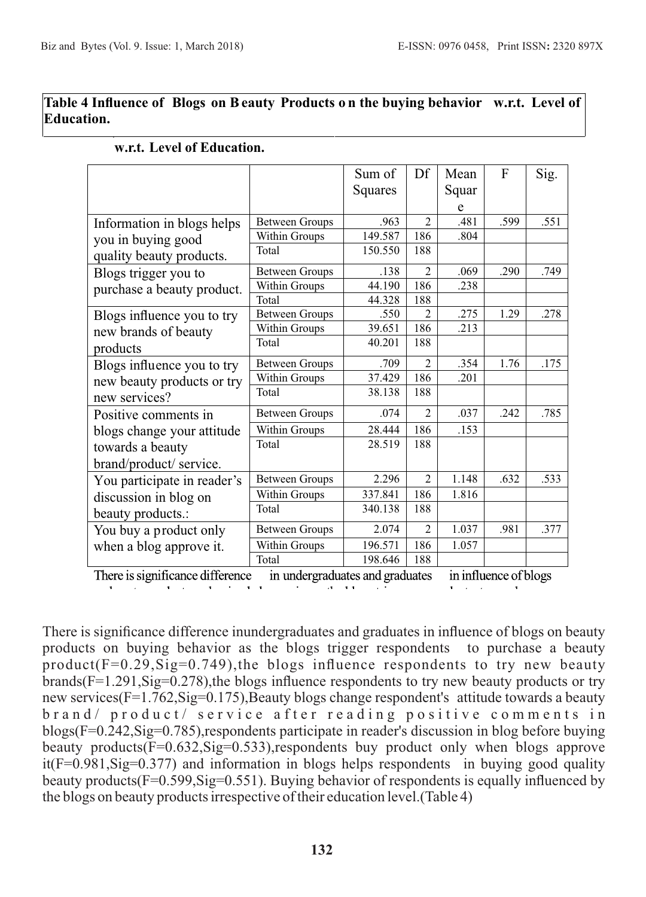**Table 4 Influence of Blogs on Beauty Products on the buying behavior w.r.t. Level of Education.**

**w.r.t. Level of Education.**

| | | Sum of Squares | Df | Mean Square | F | Sig. |
|---|---|---|---|---|---|---|
| Information in blogs helps you in buying good quality beauty products. | Between Groups | .963 | 2 | .481 | .599 | .551 |
| | Within Groups | 149.587 | 186 | .804 | | |
| | Total | 150.550 | 188 | | | |
| Blogs trigger you to purchase a beauty product. | Between Groups | .138 | 2 | .069 | .290 | .749 |
| | Within Groups | 44.190 | 186 | .238 | | |
| | Total | 44.328 | 188 | | | |
| Blogs influence you to try new brands of beauty products | Between Groups | .550 | 2 | .275 | 1.29 | .278 |
| | Within Groups | 39.651 | 186 | .213 | | |
| | Total | 40.201 | 188 | | | |
| Blogs influence you to try new beauty products or try new services? | Between Groups | .709 | 2 | .354 | 1.76 | .175 |
| | Within Groups | 37.429 | 186 | .201 | | |
| | Total | 38.138 | 188 | | | |
| Positive comments in blogs change your attitude towards a beauty brand/product/ service. | Between Groups | .074 | 2 | .037 | .242 | .785 |
| | Within Groups | 28.444 | 186 | .153 | | |
| | Total | 28.519 | 188 | | | |
| You participate in reader's discussion in blog on beauty products.: | Between Groups | 2.296 | 2 | 1.148 | .632 | .533 |
| | Within Groups | 337.841 | 186 | 1.816 | | |
| | Total | 340.138 | 188 | | | |
| You buy a product only when a blog approve it. | Between Groups | 2.074 | 2 | 1.037 | .981 | .377 |
| | Within Groups | 196.571 | 186 | 1.057 | | |
| | Total | 198.646 | 188 | | | |

There is significance difference in undergraduates and graduates in influence of blogs

There is significance difference inundergraduates and graduates in influence of blogs on beauty products on buying behavior as the blogs trigger respondents to purchase a beauty product(F=0.29,Sig=0.749),the blogs influence respondents to try new beauty brands(F=1.291,Sig=0.278),the blogs influence respondents to try new beauty products or try new services(F=1.762,Sig=0.175),Beauty blogs change respondent's attitude towards a beauty brand/ product/ service after reading positive comments in blogs(F=0.242,Sig=0.785),respondents participate in reader's discussion in blog before buying beauty products(F=0.632,Sig=0.533),respondents buy product only when blogs approve it(F=0.981,Sig=0.377) and information in blogs helps respondents in buying good quality beauty products(F=0.599,Sig=0.551). Buying behavior of respondents is equally influenced by the blogs on beauty products irrespective of their education level.(Table 4)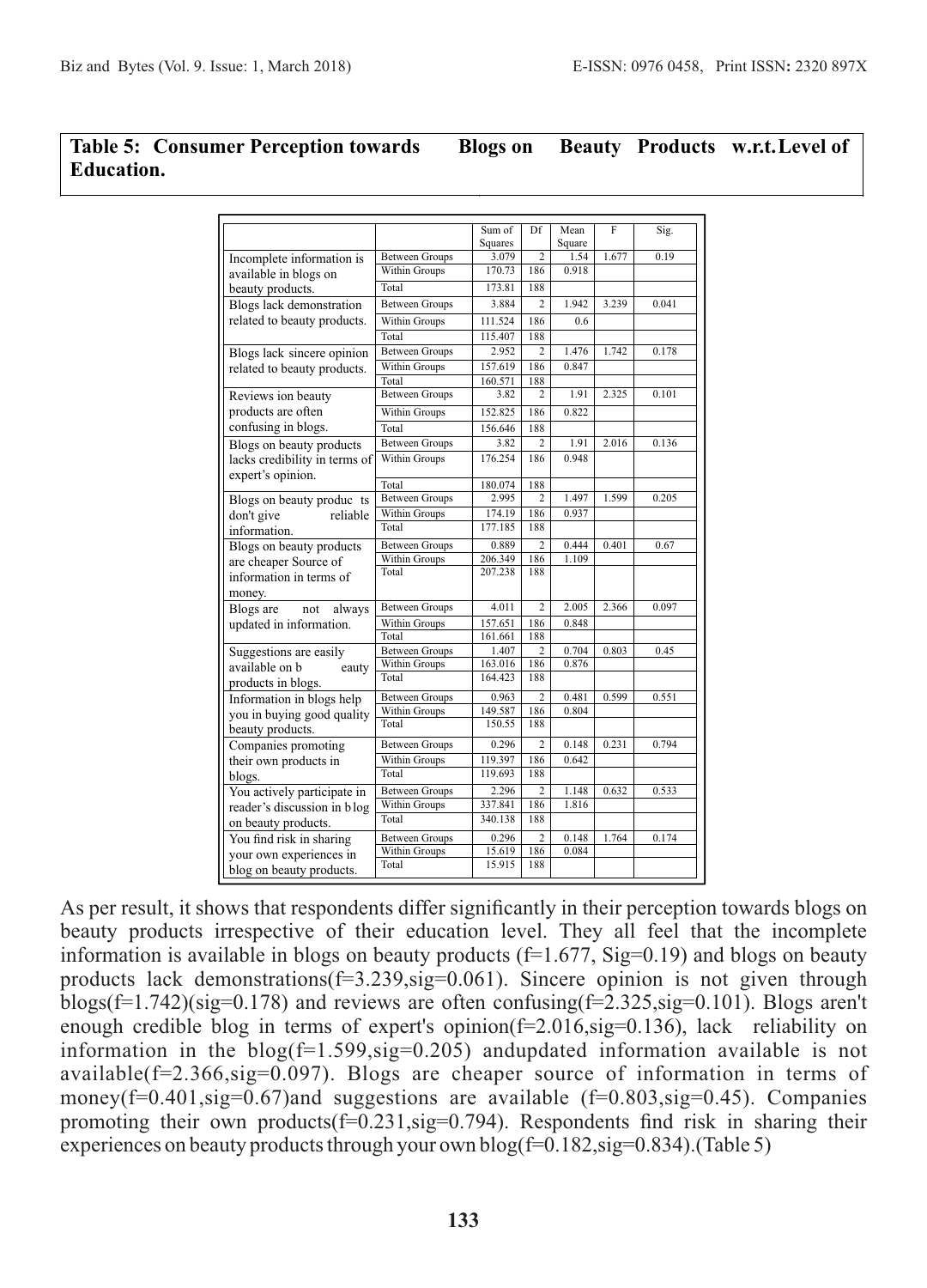**Table 5: Consumer Perception towards Blogs on Beauty Products w.r.t. Level of Education.**

| | | Sum of Squares | Df | Mean Square | F | Sig. |
|---|---|---|---|---|---|---|
| Incomplete information is available in blogs on beauty products. | Between Groups | 3.079 | 2 | 1.54 | 1.677 | 0.19 |
| | Within Groups | 170.73 | 186 | 0.918 | | |
| | Total | 173.81 | 188 | | | |
| Blogs lack demonstration related to beauty products. | Between Groups | 3.884 | 2 | 1.942 | 3.239 | 0.041 |
| | Within Groups | 111.524 | 186 | 0.6 | | |
| | Total | 115.407 | 188 | | | |
| Blogs lack sincere opinion related to beauty products. | Between Groups | 2.952 | 2 | 1.476 | 1.742 | 0.178 |
| | Within Groups | 157.619 | 186 | 0.847 | | |
| | Total | 160.571 | 188 | | | |
| Reviews ion beauty products are often confusing in blogs. | Between Groups | 3.82 | 2 | 1.91 | 2.325 | 0.101 |
| | Within Groups | 152.825 | 186 | 0.822 | | |
| | Total | 156.646 | 188 | | | |
| Blogs on beauty products lacks credibility in terms of expert's opinion. | Between Groups | 3.82 | 2 | 1.91 | 2.016 | 0.136 |
| | Within Groups | 176.254 | 186 | 0.948 | | |
| | Total | 180.074 | 188 | | | |
| Blogs on beauty produc ts don't give reliable information. | Between Groups | 2.995 | 2 | 1.497 | 1.599 | 0.205 |
| | Within Groups | 174.19 | 186 | 0.937 | | |
| | Total | 177.185 | 188 | | | |
| Blogs on beauty products are cheaper Source of information in terms of money. | Between Groups | 0.889 | 2 | 0.444 | 0.401 | 0.67 |
| | Within Groups | 206.349 | 186 | 1.109 | | |
| | Total | 207.238 | 188 | | | |
| Blogs are not always updated in information. | Between Groups | 4.011 | 2 | 2.005 | 2.366 | 0.097 |
| | Within Groups | 157.651 | 186 | 0.848 | | |
| | Total | 161.661 | 188 | | | |
| Suggestions are easily available on b eauty products in blogs. | Between Groups | 1.407 | 2 | 0.704 | 0.803 | 0.45 |
| | Within Groups | 163.016 | 186 | 0.876 | | |
| | Total | 164.423 | 188 | | | |
| Information in blogs help you in buying good quality beauty products. | Between Groups | 0.963 | 2 | 0.481 | 0.599 | 0.551 |
| | Within Groups | 149.587 | 186 | 0.804 | | |
| | Total | 150.55 | 188 | | | |
| Companies promoting their own products in blogs. | Between Groups | 0.296 | 2 | 0.148 | 0.231 | 0.794 |
| | Within Groups | 119.397 | 186 | 0.642 | | |
| | Total | 119.693 | 188 | | | |
| You actively participate in reader's discussion in blog on beauty products. | Between Groups | 2.296 | 2 | 1.148 | 0.632 | 0.533 |
| | Within Groups | 337.841 | 186 | 1.816 | | |
| | Total | 340.138 | 188 | | | |
| You find risk in sharing your own experiences in blog on beauty products. | Between Groups | 0.296 | 2 | 0.148 | 1.764 | 0.174 |
| | Within Groups | 15.619 | 186 | 0.084 | | |
| | Total | 15.915 | 188 | | | |

As per result, it shows that respondents differ significantly in their perception towards blogs on beauty products irrespective of their education level. They all feel that the incomplete information is available in blogs on beauty products (f=1.677, Sig=0.19) and blogs on beauty products lack demonstrations(f=3.239,sig=0.061). Sincere opinion is not given through blogs(f=1.742)(sig=0.178) and reviews are often confusing(f=2.325,sig=0.101). Blogs aren't enough credible blog in terms of expert's opinion(f=2.016,sig=0.136), lack reliability on information in the blog(f=1.599,sig=0.205) andupdated information available is not available(f=2.366,sig=0.097). Blogs are cheaper source of information in terms of money(f=0.401,sig=0.67)and suggestions are available (f=0.803,sig=0.45). Companies promoting their own products(f=0.231,sig=0.794). Respondents find risk in sharing their experiences on beauty products through your own blog(f=0.182,sig=0.834).(Table 5)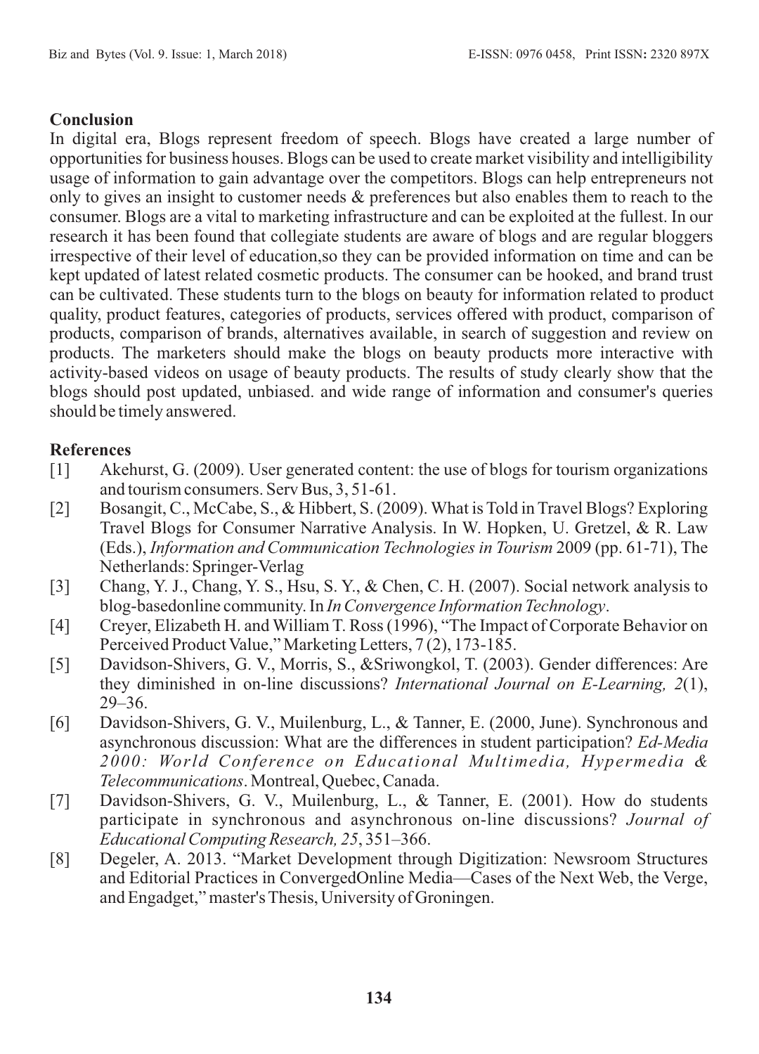## Conclusion

In digital era, Blogs represent freedom of speech. Blogs have created a large number of opportunities for business houses. Blogs can be used to create market visibility and intelligibility usage of information to gain advantage over the competitors. Blogs can help entrepreneurs not only to gives an insight to customer needs & preferences but also enables them to reach to the consumer. Blogs are a vital to marketing infrastructure and can be exploited at the fullest. In our research it has been found that collegiate students are aware of blogs and are regular bloggers irrespective of their level of education,so they can be provided information on time and can be kept updated of latest related cosmetic products. The consumer can be hooked, and brand trust can be cultivated. These students turn to the blogs on beauty for information related to product quality, product features, categories of products, services offered with product, comparison of products, comparison of brands, alternatives available, in search of suggestion and review on products. The marketers should make the blogs on beauty products more interactive with activity-based videos on usage of beauty products. The results of study clearly show that the blogs should post updated, unbiased. and wide range of information and consumer's queries should be timely answered.

## References

[1] Akehurst, G. (2009). User generated content: the use of blogs for tourism organizations and tourism consumers. Serv Bus, 3, 51-61.

[2] Bosangit, C., McCabe, S., & Hibbert, S. (2009). What is Told in Travel Blogs? Exploring Travel Blogs for Consumer Narrative Analysis. In W. Hopken, U. Gretzel, & R. Law (Eds.), *Information and Communication Technologies in Tourism* 2009 (pp. 61-71), The Netherlands: Springer-Verlag

[3] Chang, Y. J., Chang, Y. S., Hsu, S. Y., & Chen, C. H. (2007). Social network analysis to blog-basedonline community. In *In Convergence Information Technology*.

[4] Creyer, Elizabeth H. and William T. Ross (1996), "The Impact of Corporate Behavior on Perceived Product Value," Marketing Letters, 7 (2), 173-185.

[5] Davidson-Shivers, G. V., Morris, S., &Sriwongkol, T. (2003). Gender differences: Are they diminished in on-line discussions? *International Journal on E-Learning, 2*(1), 29–36.

[6] Davidson-Shivers, G. V., Muilenburg, L., & Tanner, E. (2000, June). Synchronous and asynchronous discussion: What are the differences in student participation? *Ed-Media 2000: World Conference on Educational Multimedia, Hypermedia & Telecommunications*. Montreal, Quebec, Canada.

[7] Davidson-Shivers, G. V., Muilenburg, L., & Tanner, E. (2001). How do students participate in synchronous and asynchronous on-line discussions? *Journal of Educational Computing Research, 25*, 351–366.

[8] Degeler, A. 2013. "Market Development through Digitization: Newsroom Structures and Editorial Practices in ConvergedOnline Media—Cases of the Next Web, the Verge, and Engadget," master's Thesis, University of Groningen.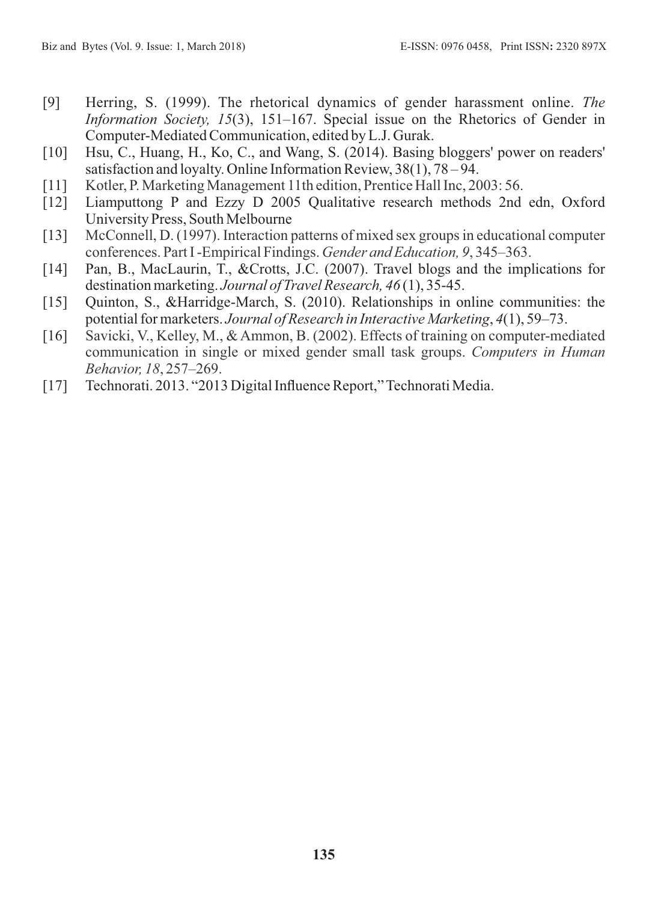[9] Herring, S. (1999). The rhetorical dynamics of gender harassment online. *The Information Society, 15*(3), 151–167. Special issue on the Rhetorics of Gender in Computer-Mediated Communication, edited by L.J. Gurak.

[10] Hsu, C., Huang, H., Ko, C., and Wang, S. (2014). Basing bloggers' power on readers' satisfaction and loyalty. Online Information Review, 38(1), 78 – 94.

[11] Kotler, P. Marketing Management 11th edition, Prentice Hall Inc, 2003: 56.

[12] Liamputtong P and Ezzy D 2005 Qualitative research methods 2nd edn, Oxford University Press, South Melbourne

[13] McConnell, D. (1997). Interaction patterns of mixed sex groups in educational computer conferences. Part I -Empirical Findings. *Gender and Education, 9*, 345–363.

[14] Pan, B., MacLaurin, T., &Crotts, J.C. (2007). Travel blogs and the implications for destination marketing. *Journal of Travel Research, 46* (1), 35-45.

[15] Quinton, S., &Harridge-March, S. (2010). Relationships in online communities: the potential for marketers. *Journal of Research in Interactive Marketing*, *4*(1), 59–73.

[16] Savicki, V., Kelley, M., & Ammon, B. (2002). Effects of training on computer-mediated communication in single or mixed gender small task groups. *Computers in Human Behavior, 18*, 257–269.

[17] Technorati. 2013. "2013 Digital Influence Report," Technorati Media.